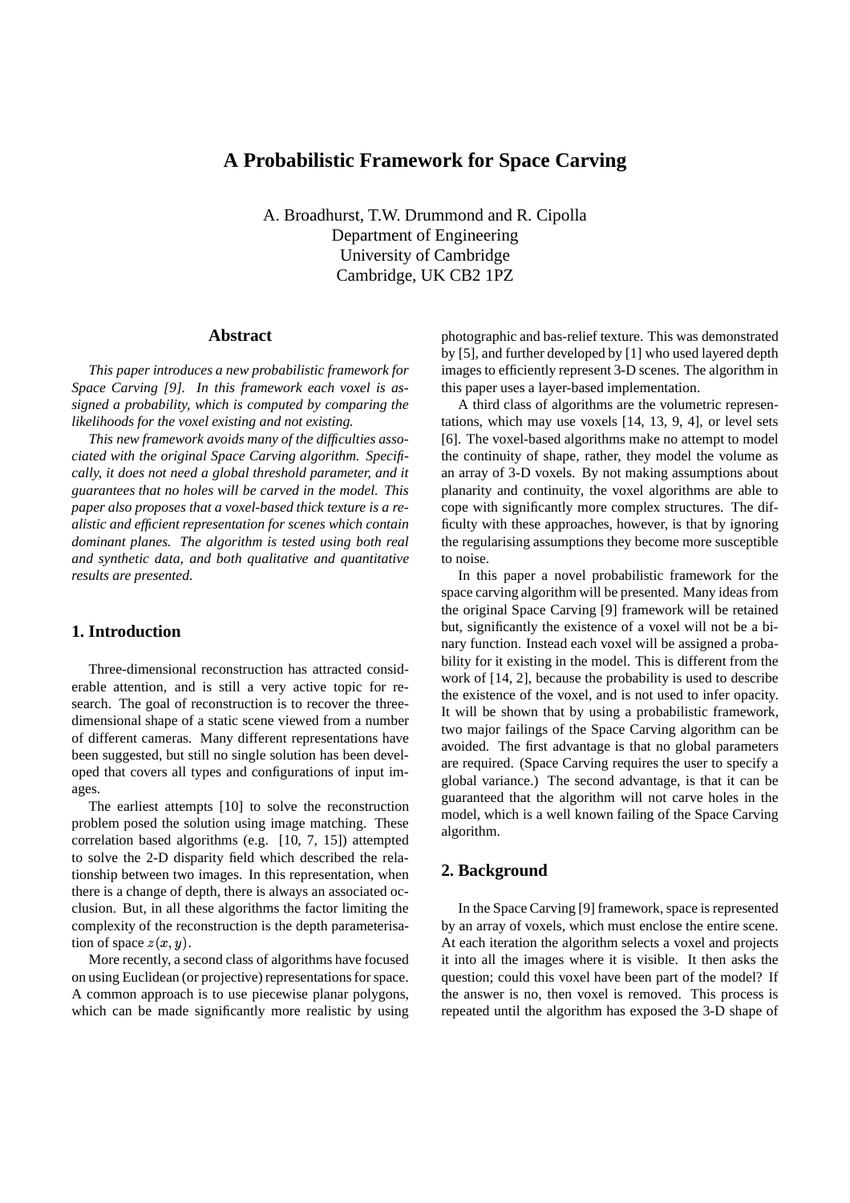# A Probabilistic Framework for Space Carving

A. Broadhurst, T.W. Drummond and R. Cipolla
Department of Engineering
University of Cambridge
Cambridge, UK CB2 1PZ

## Abstract

*This paper introduces a new probabilistic framework for Space Carving [9]. In this framework each voxel is assigned a probability, which is computed by comparing the likelihoods for the voxel existing and not existing.*

*This new framework avoids many of the difficulties associated with the original Space Carving algorithm. Specifically, it does not need a global threshold parameter, and it guarantees that no holes will be carved in the model. This paper also proposes that a voxel-based thick texture is a realistic and efficient representation for scenes which contain dominant planes. The algorithm is tested using both real and synthetic data, and both qualitative and quantitative results are presented.*

## 1. Introduction

Three-dimensional reconstruction has attracted considerable attention, and is still a very active topic for research. The goal of reconstruction is to recover the three-dimensional shape of a static scene viewed from a number of different cameras. Many different representations have been suggested, but still no single solution has been developed that covers all types and configurations of input images.

The earliest attempts [10] to solve the reconstruction problem posed the solution using image matching. These correlation based algorithms (e.g. [10, 7, 15]) attempted to solve the 2-D disparity field which described the relationship between two images. In this representation, when there is a change of depth, there is always an associated occlusion. But, in all these algorithms the factor limiting the complexity of the reconstruction is the depth parameterisation of space $z(x, y)$.

More recently, a second class of algorithms have focused on using Euclidean (or projective) representations for space. A common approach is to use piecewise planar polygons, which can be made significantly more realistic by using photographic and bas-relief texture. This was demonstrated by [5], and further developed by [1] who used layered depth images to efficiently represent 3-D scenes. The algorithm in this paper uses a layer-based implementation.

A third class of algorithms are the volumetric representations, which may use voxels [14, 13, 9, 4], or level sets [6]. The voxel-based algorithms make no attempt to model the continuity of shape, rather, they model the volume as an array of 3-D voxels. By not making assumptions about planarity and continuity, the voxel algorithms are able to cope with significantly more complex structures. The difficulty with these approaches, however, is that by ignoring the regularising assumptions they become more susceptible to noise.

In this paper a novel probabilistic framework for the space carving algorithm will be presented. Many ideas from the original Space Carving [9] framework will be retained but, significantly the existence of a voxel will not be a binary function. Instead each voxel will be assigned a probability for it existing in the model. This is different from the work of [14, 2], because the probability is used to describe the existence of the voxel, and is not used to infer opacity. It will be shown that by using a probabilistic framework, two major failings of the Space Carving algorithm can be avoided. The first advantage is that no global parameters are required. (Space Carving requires the user to specify a global variance.) The second advantage, is that it can be guaranteed that the algorithm will not carve holes in the model, which is a well known failing of the Space Carving algorithm.

## 2. Background

In the Space Carving [9] framework, space is represented by an array of voxels, which must enclose the entire scene. At each iteration the algorithm selects a voxel and projects it into all the images where it is visible. It then asks the question; could this voxel have been part of the model? If the answer is no, then voxel is removed. This process is repeated until the algorithm has exposed the 3-D shape of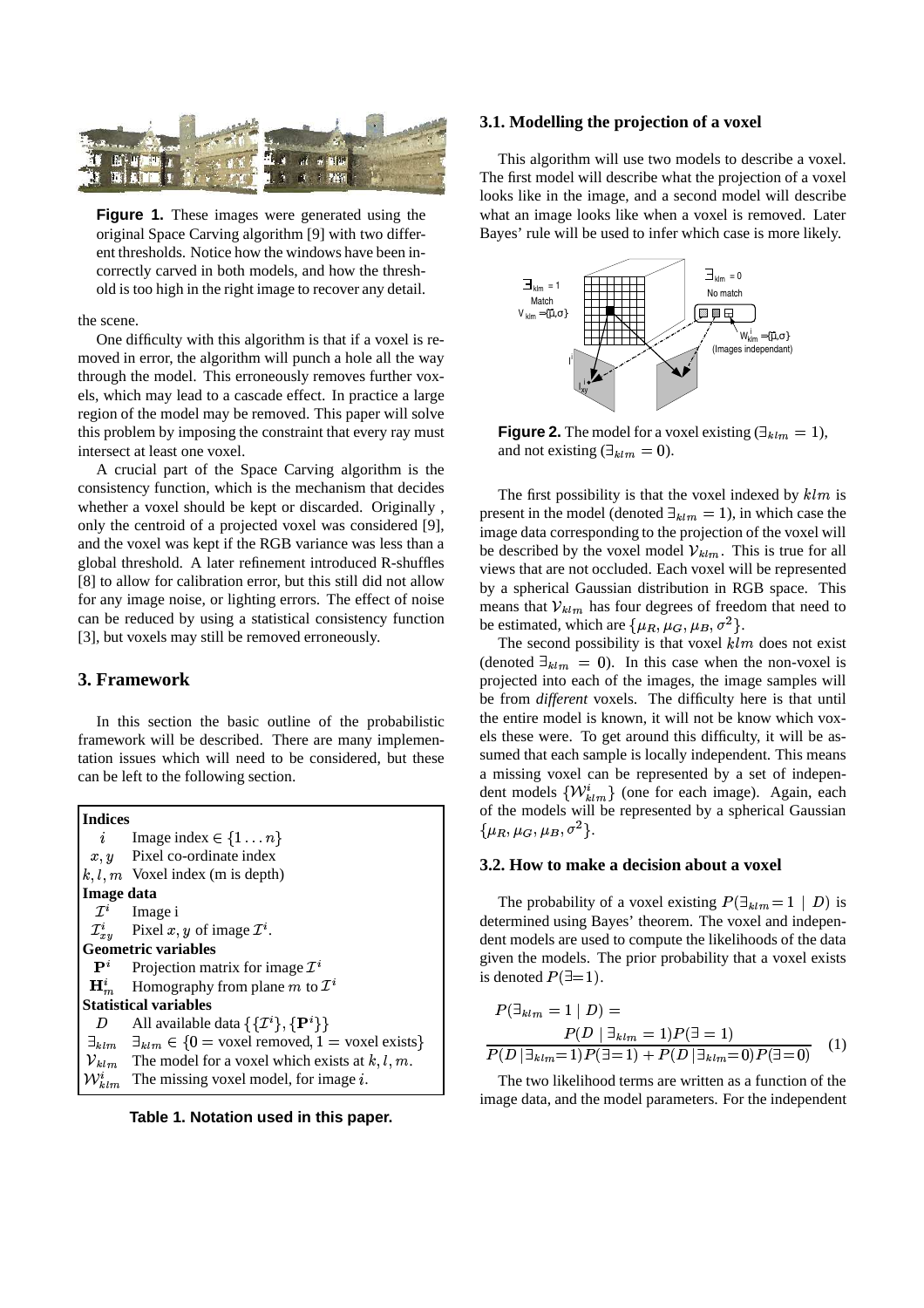**Figure 1.** These images were generated using the original Space Carving algorithm [9] with two different thresholds. Notice how the windows have been incorrectly carved in both models, and how the threshold is too high in the right image to recover any detail.

the scene.

One difficulty with this algorithm is that if a voxel is removed in error, the algorithm will punch a hole all the way through the model. This erroneously removes further voxels, which may lead to a cascade effect. In practice a large region of the model may be removed. This paper will solve this problem by imposing the constraint that every ray must intersect at least one voxel.

A crucial part of the Space Carving algorithm is the consistency function, which is the mechanism that decides whether a voxel should be kept or discarded. Originally , only the centroid of a projected voxel was considered [9], and the voxel was kept if the RGB variance was less than a global threshold. A later refinement introduced R-shuffles [8] to allow for calibration error, but this still did not allow for any image noise, or lighting errors. The effect of noise can be reduced by using a statistical consistency function [3], but voxels may still be removed erroneously.

## 3. Framework

In this section the basic outline of the probabilistic framework will be described. There are many implementation issues which will need to be considered, but these can be left to the following section.

| **Indices** | |
|---|---|
| $i$ | Image index $\in \{1 \dots n\}$ |
| $x, y$ | Pixel co-ordinate index |
| $k, l, m$ | Voxel index (m is depth) |
| **Image data** | |
| $\mathcal{I}^i$ | Image i |
| $\mathcal{I}^i_{xy}$ | Pixel $x, y$ of image $\mathcal{I}^i$. |
| **Geometric variables** | |
| $\mathbf{P}^i$ | Projection matrix for image $\mathcal{I}^i$ |
| $\mathbf{H}^i_m$ | Homography from plane $m$ to $\mathcal{I}^i$ |
| **Statistical variables** | |
| $D$ | All available data $\{\{\mathcal{I}^i\}, \{\mathbf{P}^i\}\}$ |
| $\exists_{klm}$ | $\exists_{klm} \in \{0 = \text{voxel removed}, 1 = \text{voxel exists}\}$ |
| $\mathcal{V}_{klm}$ | The model for a voxel which exists at $k, l, m$. |
| $\mathcal{W}^i_{klm}$ | The missing voxel model, for image $i$. |

**Table 1. Notation used in this paper.**

### 3.1. Modelling the projection of a voxel

This algorithm will use two models to describe a voxel. The first model will describe what the projection of a voxel looks like in the image, and a second model will describe what an image looks like when a voxel is removed. Later Bayes' rule will be used to infer which case is more likely.

**Figure 2.** The model for a voxel existing ($\exists_{klm} = 1$), and not existing ($\exists_{klm} = 0$).

The first possibility is that the voxel indexed by $klm$ is present in the model (denoted $\exists_{klm} = 1$), in which case the image data corresponding to the projection of the voxel will be described by the voxel model $\mathcal{V}_{klm}$. This is true for all views that are not occluded. Each voxel will be represented by a spherical Gaussian distribution in RGB space. This means that $\mathcal{V}_{klm}$ has four degrees of freedom that need to be estimated, which are $\{\mu_R, \mu_G, \mu_B, \sigma^2\}$.

The second possibility is that voxel $klm$ does not exist (denoted $\exists_{klm} = 0$). In this case when the non-voxel is projected into each of the images, the image samples will be from *different* voxels. The difficulty here is that until the entire model is known, it will not be know which voxels these were. To get around this difficulty, it will be assumed that each sample is locally independent. This means a missing voxel can be represented by a set of independent models $\{\mathcal{W}^i_{klm}\}$ (one for each image). Again, each of the models will be represented by a spherical Gaussian $\{\mu_R, \mu_G, \mu_B, \sigma^2\}$.

### 3.2. How to make a decision about a voxel

The probability of a voxel existing $P(\exists_{klm} = 1 \mid D)$ is determined using Bayes' theorem. The voxel and independent models are used to compute the likelihoods of the data given the models. The prior probability that a voxel exists is denoted $P(\exists = 1)$.

$$P(\exists_{klm} = 1 \mid D) = \frac{P(D \mid \exists_{klm} = 1) P(\exists = 1)}{P(D \mid \exists_{klm} = 1) P(\exists = 1) + P(D \mid \exists_{klm} = 0) P(\exists = 0)} \quad (1)$$

The two likelihood terms are written as a function of the image data, and the model parameters. For the independent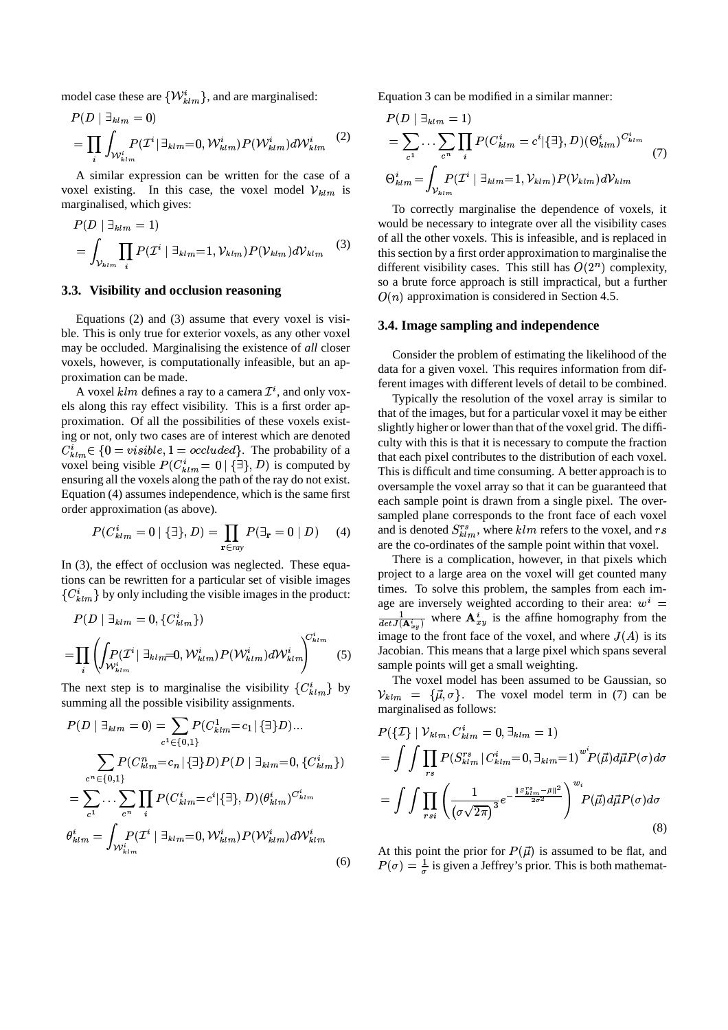model case these are $\{\mathcal{W}^i_{klm}\}$, and are marginalised:

$$P(D \mid \exists_{klm} = 0) = \prod_i \int_{\mathcal{W}^i_{klm}} P(\mathcal{I}^i \mid \exists_{klm}{=}0, \mathcal{W}^i_{klm}) P(\mathcal{W}^i_{klm}) d\mathcal{W}^i_{klm} \quad (2)$$

A similar expression can be written for the case of a voxel existing. In this case, the voxel model $\mathcal{V}_{klm}$ is marginalised, which gives:

$$P(D \mid \exists_{klm} = 1) = \int_{\mathcal{V}_{klm}} \prod_i P(\mathcal{I}^i \mid \exists_{klm}{=}1, \mathcal{V}_{klm}) P(\mathcal{V}_{klm}) d\mathcal{V}_{klm} \quad (3)$$

### 3.3. Visibility and occlusion reasoning

Equations (2) and (3) assume that every voxel is visible. This is only true for exterior voxels, as any other voxel may be occluded. Marginalising the existence of *all* closer voxels, however, is computationally infeasible, but an approximation can be made.

A voxel $klm$ defines a ray to a camera $\mathcal{I}^i$, and only voxels along this ray effect visibility. This is a first order approximation. Of all the possibilities of these voxels existing or not, only two cases are of interest which are denoted $C^i_{klm} \in \{0 = visible, 1 = occluded\}$. The probability of a voxel being visible $P(C^i_{klm} = 0 \mid \{\exists\}, D)$ is computed by ensuring all the voxels along the path of the ray do not exist. Equation (4) assumes independence, which is the same first order approximation (as above).

$$P(C^i_{klm} = 0 \mid \{\exists\}, D) = \prod_{\mathbf{r} \in ray} P(\exists_{\mathbf{r}} = 0 \mid D) \quad (4)$$

In (3), the effect of occlusion was neglected. These equations can be rewritten for a particular set of visible images $\{C^i_{klm}\}$ by only including the visible images in the product:

$$P(D \mid \exists_{klm} = 0, \{C^i_{klm}\}) = \prod_i \left( \int_{\mathcal{W}^i_{klm}} P(\mathcal{I}^i \mid \exists_{klm}{=}0, \mathcal{W}^i_{klm}) P(\mathcal{W}^i_{klm}) d\mathcal{W}^i_{klm} \right)^{C^i_{klm}} \quad (5)$$

The next step is to marginalise the visibility $\{C^i_{klm}\}$ by summing all the possible visibility assignments.

$$\begin{aligned}
P(D \mid \exists_{klm} = 0) &= \sum_{c^1 \in \{0,1\}} P(C^1_{klm}{=}c_1 \mid \{\exists\} D) \ldots \\
&\quad \sum_{c^n \in \{0,1\}} P(C^n_{klm}{=}c_n \mid \{\exists\} D) P(D \mid \exists_{klm}{=}0, \{C^i_{klm}\}) \\
&= \sum_{c^1} \cdots \sum_{c^n} \prod_i P(C^i_{klm}{=}c^i \mid \{\exists\}, D) (\theta^i_{klm})^{C^i_{klm}} \\
\theta^i_{klm} &= \int_{\mathcal{W}^i_{klm}} P(\mathcal{I}^i \mid \exists_{klm}{=}0, \mathcal{W}^i_{klm}) P(\mathcal{W}^i_{klm}) d\mathcal{W}^i_{klm}
\end{aligned} \quad (6)$$

Equation 3 can be modified in a similar manner:

$$\begin{aligned}
&P(D \mid \exists_{klm} = 1) \\
&= \sum_{c^1} \cdots \sum_{c^n} \prod_i P(C^i_{klm} = c^i \mid \{\exists\}, D) (\Theta^i_{klm})^{C^i_{klm}} \\
&\Theta^i_{klm} = \int_{\mathcal{V}_{klm}} P(\mathcal{I}^i \mid \exists_{klm}{=}1, \mathcal{V}_{klm}) P(\mathcal{V}_{klm}) d\mathcal{V}_{klm}
\end{aligned} \quad (7)$$

To correctly marginalise the dependence of voxels, it would be necessary to integrate over all the visibility cases of all the other voxels. This is infeasible, and is replaced in this section by a first order approximation to marginalise the different visibility cases. This still has $O(2^n)$ complexity, so a brute force approach is still impractical, but a further $O(n)$ approximation is considered in Section 4.5.

### 3.4. Image sampling and independence

Consider the problem of estimating the likelihood of the data for a given voxel. This requires information from different images with different levels of detail to be combined.

Typically the resolution of the voxel array is similar to that of the images, but for a particular voxel it may be either slightly higher or lower than that of the voxel grid. The difficulty with this is that it is necessary to compute the fraction that each pixel contributes to the distribution of each voxel. This is difficult and time consuming. A better approach is to oversample the voxel array so that it can be guaranteed that each sample point is drawn from a single pixel. The oversampled plane corresponds to the front face of each voxel and is denoted $S^{rs}_{klm}$, where $klm$ refers to the voxel, and $rs$ are the co-ordinates of the sample point within that voxel.

There is a complication, however, in that pixels which project to a large area on the voxel will get counted many times. To solve this problem, the samples from each image are inversely weighted according to their area: $w^i = \frac{1}{det J(\mathbf{A}^i_{xy})}$ where $\mathbf{A}^i_{xy}$ is the affine homography from the image to the front face of the voxel, and where $J(A)$ is its Jacobian. This means that a large pixel which spans several sample points will get a small weighting.

The voxel model has been assumed to be Gaussian, so $\mathcal{V}_{klm} = \{\vec{\mu}, \sigma\}$. The voxel model term in (7) can be marginalised as follows:

$$\begin{aligned}
&P(\{\mathcal{I}\} \mid \mathcal{V}_{klm}, C^i_{klm} = 0, \exists_{klm} = 1) \\
&= \int \int \prod_{rs} P(S^{rs}_{klm} \mid C^i_{klm}{=}0, \exists_{klm}{=}1)^{w^i} P(\vec{\mu}) d\vec{\mu} P(\sigma) d\sigma \\
&= \int \int \prod_{rsi} \left( \frac{1}{\left(\sigma\sqrt{2\pi}\right)^3} e^{-\frac{\| S^{rs}_{klm} - \mu \|^2}{2\sigma^2}} \right)^{w_i} P(\vec{\mu}) d\vec{\mu} P(\sigma) d\sigma
\end{aligned} \quad (8)$$

At this point the prior for $P(\vec{\mu})$ is assumed to be flat, and $P(\sigma) = \frac{1}{\sigma}$ is given a Jeffrey's prior. This is both mathemat-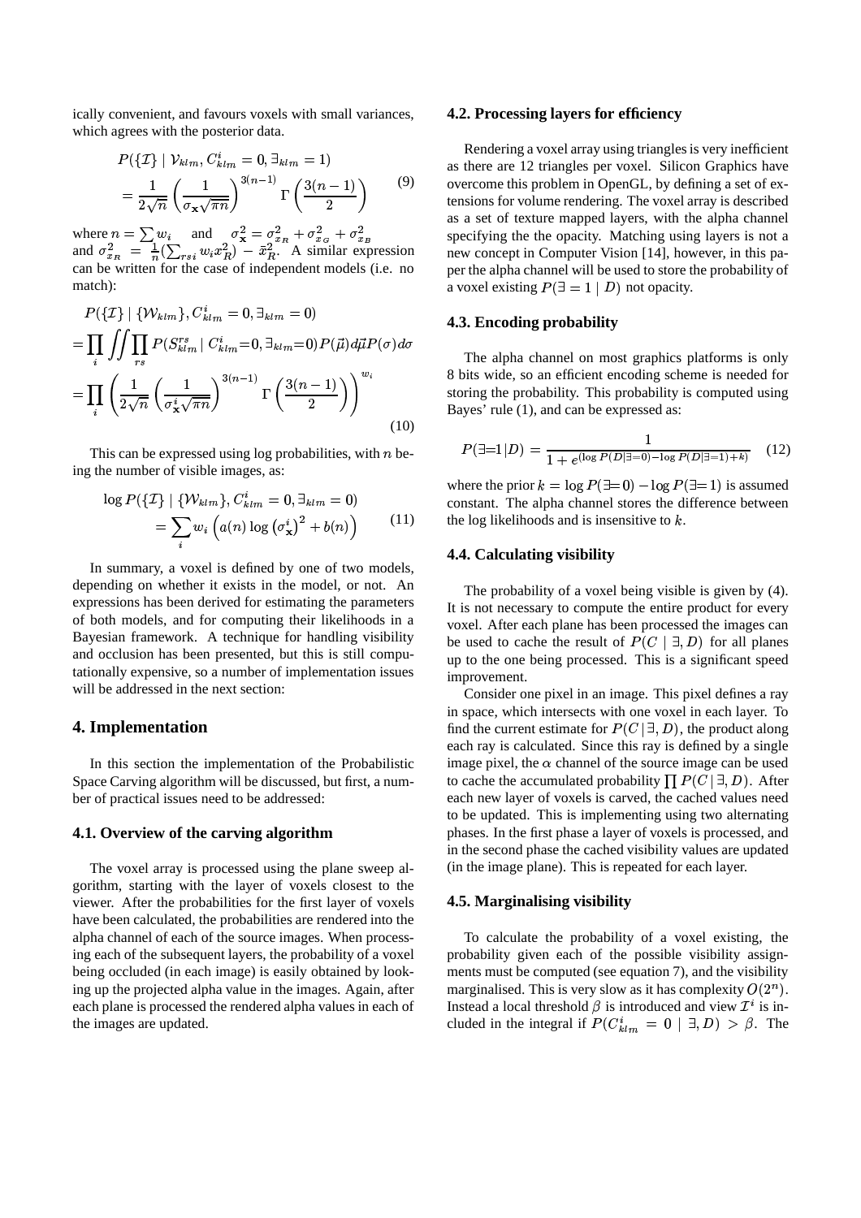ically convenient, and favours voxels with small variances, which agrees with the posterior data.

$$
\begin{aligned}
&P(\{\mathcal{I}\} \mid \mathcal{V}_{klm}, C^i_{klm}=0, \exists_{klm}=1) \\
&= \frac{1}{2\sqrt{n}} \left( \frac{1}{\sigma_{\mathbf{x}} \sqrt{\pi n}} \right)^{3(n-1)} \Gamma\left( \frac{3(n-1)}{2} \right)
\end{aligned} \tag{9}
$$

where $n = \sum w_i$ and $\sigma^2_{\mathbf{x}} = \sigma^2_{x_R} + \sigma^2_{x_G} + \sigma^2_{x_B}$ and $\sigma^2_{x_R} = \frac{1}{n}(\sum_{rsi} w_i x_R^2) - \bar{x}_R^2$. A similar expression can be written for the case of independent models (i.e. no match):

$$
\begin{aligned}
&P(\{\mathcal{I}\} \mid \{\mathcal{W}_{klm}\}, C^i_{klm}=0, \exists_{klm}=0) \\
&= \prod_i \iint \prod_{rs} P(S^{rs}_{klm} \mid C^i_{klm}{=}0, \exists_{klm}{=}0) P(\vec{\mu}) d\vec{\mu} P(\sigma) d\sigma \\
&= \prod_i \left( \frac{1}{2\sqrt{n}} \left( \frac{1}{\sigma^i_{\mathbf{x}} \sqrt{\pi n}} \right)^{3(n-1)} \Gamma\left( \frac{3(n-1)}{2} \right) \right)^{w_i}
\end{aligned} \tag{10}
$$

This can be expressed using log probabilities, with $n$ being the number of visible images, as:

$$
\begin{aligned}
&\log P(\{\mathcal{I}\} \mid \{\mathcal{W}_{klm}\}, C^i_{klm}=0, \exists_{klm}=0) \\
&= \sum_i w_i \left( a(n) \log \left(\sigma^i_{\mathbf{x}}\right)^2 + b(n) \right)
\end{aligned} \tag{11}
$$

In summary, a voxel is defined by one of two models, depending on whether it exists in the model, or not. An expressions has been derived for estimating the parameters of both models, and for computing their likelihoods in a Bayesian framework. A technique for handling visibility and occlusion has been presented, but this is still computationally expensive, so a number of implementation issues will be addressed in the next section:

## 4. Implementation

In this section the implementation of the Probabilistic Space Carving algorithm will be discussed, but first, a number of practical issues need to be addressed:

### 4.1. Overview of the carving algorithm

The voxel array is processed using the plane sweep algorithm, starting with the layer of voxels closest to the viewer. After the probabilities for the first layer of voxels have been calculated, the probabilities are rendered into the alpha channel of each of the source images. When processing each of the subsequent layers, the probability of a voxel being occluded (in each image) is easily obtained by looking up the projected alpha value in the images. Again, after each plane is processed the rendered alpha values in each of the images are updated.

### 4.2. Processing layers for efficiency

Rendering a voxel array using triangles is very inefficient as there are 12 triangles per voxel. Silicon Graphics have overcome this problem in OpenGL, by defining a set of extensions for volume rendering. The voxel array is described as a set of texture mapped layers, with the alpha channel specifying the the opacity. Matching using layers is not a new concept in Computer Vision [14], however, in this paper the alpha channel will be used to store the probability of a voxel existing $P(\exists = 1 \mid D)$ not opacity.

### 4.3. Encoding probability

The alpha channel on most graphics platforms is only 8 bits wide, so an efficient encoding scheme is needed for storing the probability. This probability is computed using Bayes' rule (1), and can be expressed as:

$$
P(\exists{=}1 | D) = \frac{1}{1 + e^{(\log P(D|\exists=0) - \log P(D|\exists=1) + k)}} \tag{12}
$$

where the prior $k = \log P(\exists{=}0) - \log P(\exists{=}1)$ is assumed constant. The alpha channel stores the difference between the log likelihoods and is insensitive to $k$.

### 4.4. Calculating visibility

The probability of a voxel being visible is given by (4). It is not necessary to compute the entire product for every voxel. After each plane has been processed the images can be used to cache the result of $P(C \mid \exists, D)$ for all planes up to the one being processed. This is a significant speed improvement.

Consider one pixel in an image. This pixel defines a ray in space, which intersects with one voxel in each layer. To find the current estimate for $P(C \mid \exists, D)$, the product along each ray is calculated. Since this ray is defined by a single image pixel, the $\alpha$ channel of the source image can be used to cache the accumulated probability $\prod P(C \mid \exists, D)$. After each new layer of voxels is carved, the cached values need to be updated. This is implementing using two alternating phases. In the first phase a layer of voxels is processed, and in the second phase the cached visibility values are updated (in the image plane). This is repeated for each layer.

### 4.5. Marginalising visibility

To calculate the probability of a voxel existing, the probability given each of the possible visibility assignments must be computed (see equation 7), and the visibility marginalised. This is very slow as it has complexity $O(2^n)$. Instead a local threshold $\beta$ is introduced and view $\mathcal{I}^i$ is included in the integral if $P(C^i_{klm} = 0 \mid \exists, D) > \beta$. The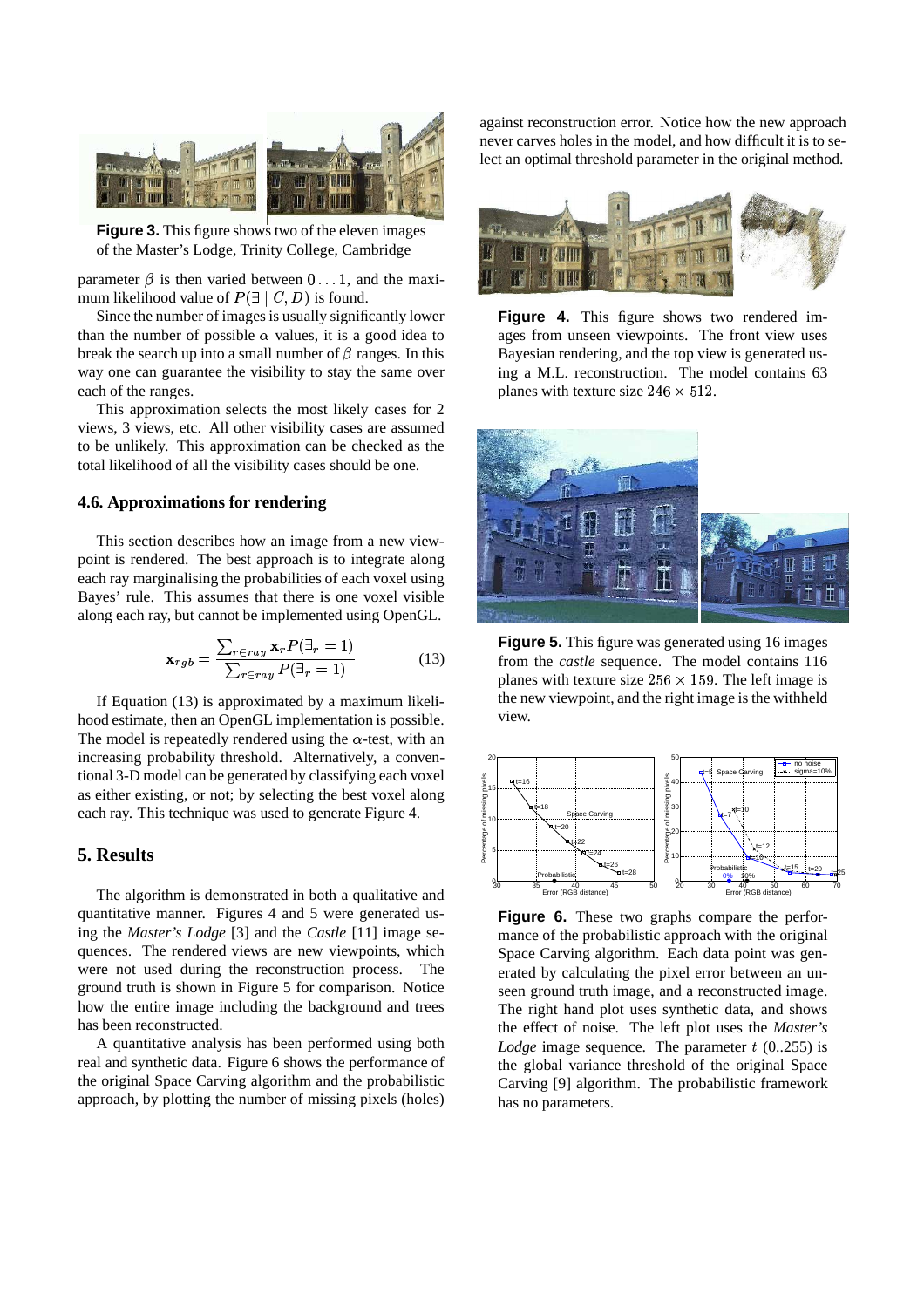**Figure 3.** This figure shows two of the eleven images of the Master's Lodge, Trinity College, Cambridge

parameter $\beta$ is then varied between $0 \ldots 1$, and the maximum likelihood value of $P(\exists \mid C, D)$ is found.

Since the number of images is usually significantly lower than the number of possible $\alpha$ values, it is a good idea to break the search up into a small number of $\beta$ ranges. In this way one can guarantee the visibility to stay the same over each of the ranges.

This approximation selects the most likely cases for 2 views, 3 views, etc. All other visibility cases are assumed to be unlikely. This approximation can be checked as the total likelihood of all the visibility cases should be one.

### 4.6. Approximations for rendering

This section describes how an image from a new viewpoint is rendered. The best approach is to integrate along each ray marginalising the probabilities of each voxel using Bayes' rule. This assumes that there is one voxel visible along each ray, but cannot be implemented using OpenGL.

$$\mathbf{x}_{rgb} = \frac{\sum_{r \in ray} \mathbf{x}_r P(\exists_r = 1)}{\sum_{r \in ray} P(\exists_r = 1)} \tag{13}$$

If Equation (13) is approximated by a maximum likelihood estimate, then an OpenGL implementation is possible. The model is repeatedly rendered using the $\alpha$-test, with an increasing probability threshold. Alternatively, a conventional 3-D model can be generated by classifying each voxel as either existing, or not; by selecting the best voxel along each ray. This technique was used to generate Figure 4.

## 5. Results

The algorithm is demonstrated in both a qualitative and quantitative manner. Figures 4 and 5 were generated using the *Master's Lodge* [3] and the *Castle* [11] image sequences. The rendered views are new viewpoints, which were not used during the reconstruction process. The ground truth is shown in Figure 5 for comparison. Notice how the entire image including the background and trees has been reconstructed.

A quantitative analysis has been performed using both real and synthetic data. Figure 6 shows the performance of the original Space Carving algorithm and the probabilistic approach, by plotting the number of missing pixels (holes) against reconstruction error. Notice how the new approach never carves holes in the model, and how difficult it is to select an optimal threshold parameter in the original method.

**Figure 4.** This figure shows two rendered images from unseen viewpoints. The front view uses Bayesian rendering, and the top view is generated using a M.L. reconstruction. The model contains 63 planes with texture size $246 \times 512$.

**Figure 5.** This figure was generated using 16 images from the *castle* sequence. The model contains 116 planes with texture size $256 \times 159$. The left image is the new viewpoint, and the right image is the withheld view.

**Figure 6.** These two graphs compare the performance of the probabilistic approach with the original Space Carving algorithm. Each data point was generated by calculating the pixel error between an unseen ground truth image, and a reconstructed image. The right hand plot uses synthetic data, and shows the effect of noise. The left plot uses the *Master's Lodge* image sequence. The parameter $t$ (0..255) is the global variance threshold of the original Space Carving [9] algorithm. The probabilistic framework has no parameters.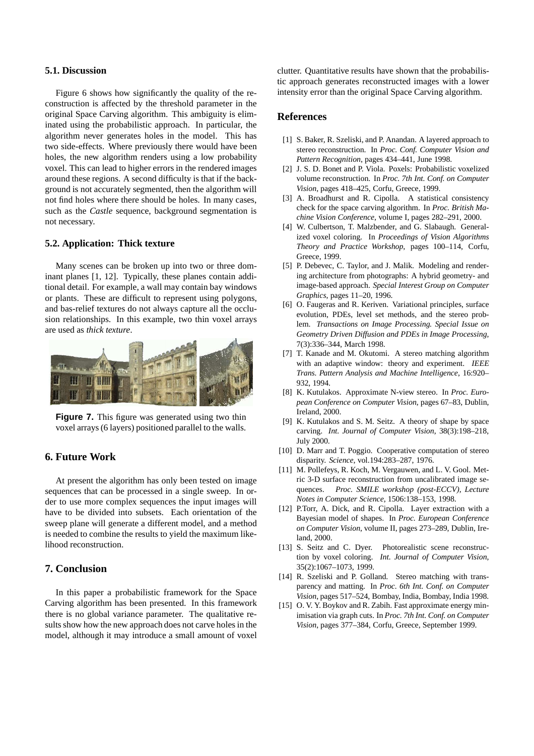### 5.1. Discussion

Figure 6 shows how significantly the quality of the reconstruction is affected by the threshold parameter in the original Space Carving algorithm. This ambiguity is eliminated using the probabilistic approach. In particular, the algorithm never generates holes in the model. This has two side-effects. Where previously there would have been holes, the new algorithm renders using a low probability voxel. This can lead to higher errors in the rendered images around these regions. A second difficulty is that if the background is not accurately segmented, then the algorithm will not find holes where there should be holes. In many cases, such as the *Castle* sequence, background segmentation is not necessary.

### 5.2. Application: Thick texture

Many scenes can be broken up into two or three dominant planes [1, 12]. Typically, these planes contain additional detail. For example, a wall may contain bay windows or plants. These are difficult to represent using polygons, and bas-relief textures do not always capture all the occlusion relationships. In this example, two thin voxel arrays are used as *thick texture*.

**Figure 7.** This figure was generated using two thin voxel arrays (6 layers) positioned parallel to the walls.

## 6. Future Work

At present the algorithm has only been tested on image sequences that can be processed in a single sweep. In order to use more complex sequences the input images will have to be divided into subsets. Each orientation of the sweep plane will generate a different model, and a method is needed to combine the results to yield the maximum likelihood reconstruction.

## 7. Conclusion

In this paper a probabilistic framework for the Space Carving algorithm has been presented. In this framework there is no global variance parameter. The qualitative results show how the new approach does not carve holes in the model, although it may introduce a small amount of voxel clutter. Quantitative results have shown that the probabilistic approach generates reconstructed images with a lower intensity error than the original Space Carving algorithm.

## References

[1] S. Baker, R. Szeliski, and P. Anandan. A layered approach to stereo reconstruction. In *Proc. Conf. Computer Vision and Pattern Recognition*, pages 434–441, June 1998.

[2] J. S. D. Bonet and P. Viola. Poxels: Probabilistic voxelized volume reconstruction. In *Proc. 7th Int. Conf. on Computer Vision*, pages 418–425, Corfu, Greece, 1999.

[3] A. Broadhurst and R. Cipolla. A statistical consistency check for the space carving algorithm. In *Proc. British Machine Vision Conference*, volume I, pages 282–291, 2000.

[4] W. Culbertson, T. Malzbender, and G. Slabaugh. Generalized voxel coloring. In *Proceedings of Vision Algorithms Theory and Practice Workshop*, pages 100–114, Corfu, Greece, 1999.

[5] P. Debevec, C. Taylor, and J. Malik. Modeling and rendering architecture from photographs: A hybrid geometry- and image-based approach. *Special Interest Group on Computer Graphics*, pages 11–20, 1996.

[6] O. Faugeras and R. Keriven. Variational principles, surface evolution, PDEs, level set methods, and the stereo problem. *Transactions on Image Processing. Special Issue on Geometry Driven Diffusion and PDEs in Image Processing*, 7(3):336–344, March 1998.

[7] T. Kanade and M. Okutomi. A stereo matching algorithm with an adaptive window: theory and experiment. *IEEE Trans. Pattern Analysis and Machine Intelligence*, 16:920–932, 1994.

[8] K. Kutulakos. Approximate N-view stereo. In *Proc. European Conference on Computer Vision*, pages 67–83, Dublin, Ireland, 2000.

[9] K. Kutulakos and S. M. Seitz. A theory of shape by space carving. *Int. Journal of Computer Vision*, 38(3):198–218, July 2000.

[10] D. Marr and T. Poggio. Cooperative computation of stereo disparity. *Science*, vol.194:283–287, 1976.

[11] M. Pollefeys, R. Koch, M. Vergauwen, and L. V. Gool. Metric 3-D surface reconstruction from uncalibrated image sequences. *Proc. SMILE workshop (post-ECCV), Lecture Notes in Computer Science*, 1506:138–153, 1998.

[12] P.Torr, A. Dick, and R. Cipolla. Layer extraction with a Bayesian model of shapes. In *Proc. European Conference on Computer Vision*, volume II, pages 273–289, Dublin, Ireland, 2000.

[13] S. Seitz and C. Dyer. Photorealistic scene reconstruction by voxel coloring. *Int. Journal of Computer Vision*, 35(2):1067–1073, 1999.

[14] R. Szeliski and P. Golland. Stereo matching with transparency and matting. In *Proc. 6th Int. Conf. on Computer Vision*, pages 517–524, Bombay, India, Bombay, India 1998.

[15] O. V. Y. Boykov and R. Zabih. Fast approximate energy minimisation via graph cuts. In *Proc. 7th Int. Conf. on Computer Vision*, pages 377–384, Corfu, Greece, September 1999.